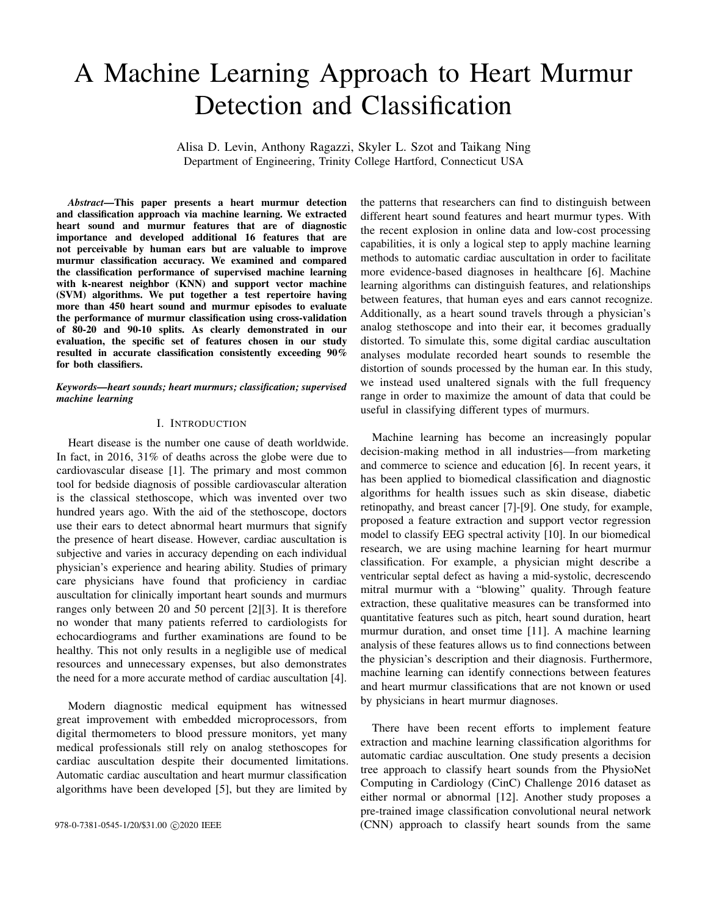# A Machine Learning Approach to Heart Murmur Detection and Classification

Alisa D. Levin, Anthony Ragazzi, Skyler L. Szot and Taikang Ning
Department of Engineering, Trinity College Hartford, Connecticut USA

***Abstract*—This paper presents a heart murmur detection and classification approach via machine learning. We extracted heart sound and murmur features that are of diagnostic importance and developed additional 16 features that are not perceivable by human ears but are valuable to improve murmur classification accuracy. We examined and compared the classification performance of supervised machine learning with k-nearest neighbor (KNN) and support vector machine (SVM) algorithms. We put together a test repertoire having more than 450 heart sound and murmur episodes to evaluate the performance of murmur classification using cross-validation of 80-20 and 90-10 splits. As clearly demonstrated in our evaluation, the specific set of features chosen in our study resulted in accurate classification consistently exceeding 90% for both classifiers.**

***Keywords*—*heart sounds; heart murmurs; classification; supervised machine learning***

## I. Introduction

Heart disease is the number one cause of death worldwide. In fact, in 2016, 31% of deaths across the globe were due to cardiovascular disease [1]. The primary and most common tool for bedside diagnosis of possible cardiovascular alteration is the classical stethoscope, which was invented over two hundred years ago. With the aid of the stethoscope, doctors use their ears to detect abnormal heart murmurs that signify the presence of heart disease. However, cardiac auscultation is subjective and varies in accuracy depending on each individual physician's experience and hearing ability. Studies of primary care physicians have found that proficiency in cardiac auscultation for clinically important heart sounds and murmurs ranges only between 20 and 50 percent [2][3]. It is therefore no wonder that many patients referred to cardiologists for echocardiograms and further examinations are found to be healthy. This not only results in a negligible use of medical resources and unnecessary expenses, but also demonstrates the need for a more accurate method of cardiac auscultation [4].

Modern diagnostic medical equipment has witnessed great improvement with embedded microprocessors, from digital thermometers to blood pressure monitors, yet many medical professionals still rely on analog stethoscopes for cardiac auscultation despite their documented limitations. Automatic cardiac auscultation and heart murmur classification algorithms have been developed [5], but they are limited by the patterns that researchers can find to distinguish between different heart sound features and heart murmur types. With the recent explosion in online data and low-cost processing capabilities, it is only a logical step to apply machine learning methods to automatic cardiac auscultation in order to facilitate more evidence-based diagnoses in healthcare [6]. Machine learning algorithms can distinguish features, and relationships between features, that human eyes and ears cannot recognize. Additionally, as a heart sound travels through a physician's analog stethoscope and into their ear, it becomes gradually distorted. To simulate this, some digital cardiac auscultation analyses modulate recorded heart sounds to resemble the distortion of sounds processed by the human ear. In this study, we instead used unaltered signals with the full frequency range in order to maximize the amount of data that could be useful in classifying different types of murmurs.

Machine learning has become an increasingly popular decision-making method in all industries—from marketing and commerce to science and education [6]. In recent years, it has been applied to biomedical classification and diagnostic algorithms for health issues such as skin disease, diabetic retinopathy, and breast cancer [7]-[9]. One study, for example, proposed a feature extraction and support vector regression model to classify EEG spectral activity [10]. In our biomedical research, we are using machine learning for heart murmur classification. For example, a physician might describe a ventricular septal defect as having a mid-systolic, decrescendo mitral murmur with a "blowing" quality. Through feature extraction, these qualitative measures can be transformed into quantitative features such as pitch, heart sound duration, heart murmur duration, and onset time [11]. A machine learning analysis of these features allows us to find connections between the physician's description and their diagnosis. Furthermore, machine learning can identify connections between features and heart murmur classifications that are not known or used by physicians in heart murmur diagnoses.

There have been recent efforts to implement feature extraction and machine learning classification algorithms for automatic cardiac auscultation. One study presents a decision tree approach to classify heart sounds from the PhysioNet Computing in Cardiology (CinC) Challenge 2016 dataset as either normal or abnormal [12]. Another study proposes a pre-trained image classification convolutional neural network (CNN) approach to classify heart sounds from the same

978-0-7381-0545-1/20/$31.00 ©2020 IEEE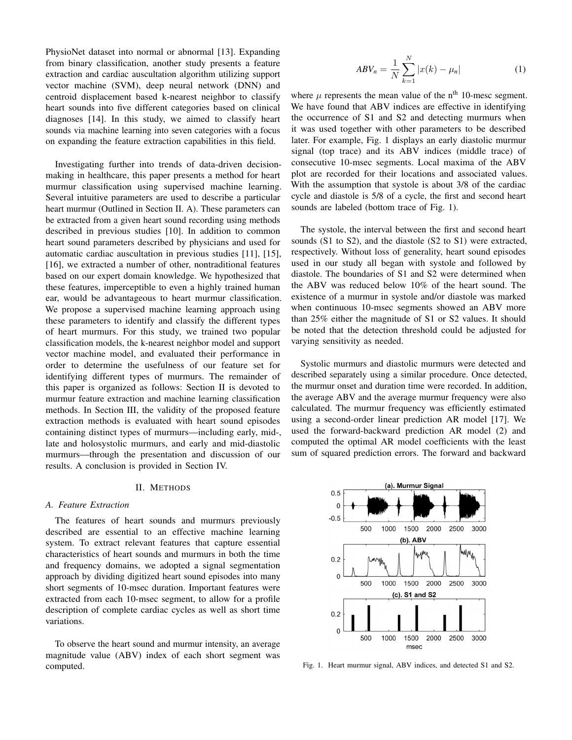PhysioNet dataset into normal or abnormal [13]. Expanding from binary classification, another study presents a feature extraction and cardiac auscultation algorithm utilizing support vector machine (SVM), deep neural network (DNN) and centroid displacement based k-nearest neighbor to classify heart sounds into five different categories based on clinical diagnoses [14]. In this study, we aimed to classify heart sounds via machine learning into seven categories with a focus on expanding the feature extraction capabilities in this field.

Investigating further into trends of data-driven decision-making in healthcare, this paper presents a method for heart murmur classification using supervised machine learning. Several intuitive parameters are used to describe a particular heart murmur (Outlined in Section II. A). These parameters can be extracted from a given heart sound recording using methods described in previous studies [10]. In addition to common heart sound parameters described by physicians and used for automatic cardiac auscultation in previous studies [11], [15], [16], we extracted a number of other, nontraditional features based on our expert domain knowledge. We hypothesized that these features, imperceptible to even a highly trained human ear, would be advantageous to heart murmur classification. We propose a supervised machine learning approach using these parameters to identify and classify the different types of heart murmurs. For this study, we trained two popular classification models, the k-nearest neighbor model and support vector machine model, and evaluated their performance in order to determine the usefulness of our feature set for identifying different types of murmurs. The remainder of this paper is organized as follows: Section II is devoted to murmur feature extraction and machine learning classification methods. In Section III, the validity of the proposed feature extraction methods is evaluated with heart sound episodes containing distinct types of murmurs—including early, mid-, late and holosystolic murmurs, and early and mid-diastolic murmurs—through the presentation and discussion of our results. A conclusion is provided in Section IV.

## II. Methods

### A. Feature Extraction

The features of heart sounds and murmurs previously described are essential to an effective machine learning system. To extract relevant features that capture essential characteristics of heart sounds and murmurs in both the time and frequency domains, we adopted a signal segmentation approach by dividing digitized heart sound episodes into many short segments of 10-msec duration. Important features were extracted from each 10-msec segment, to allow for a profile description of complete cardiac cycles as well as short time variations.

To observe the heart sound and murmur intensity, an average magnitude value (ABV) index of each short segment was computed.

$$ABV_n = \frac{1}{N}\sum_{k=1}^{N} |x(k) - \mu_n| \qquad (1)$$

where $\mu$ represents the mean value of the n$^{th}$ 10-mesc segment. We have found that ABV indices are effective in identifying the occurrence of S1 and S2 and detecting murmurs when it was used together with other parameters to be described later. For example, Fig. 1 displays an early diastolic murmur signal (top trace) and its ABV indices (middle trace) of consecutive 10-msec segments. Local maxima of the ABV plot are recorded for their locations and associated values. With the assumption that systole is about 3/8 of the cardiac cycle and diastole is 5/8 of a cycle, the first and second heart sounds are labeled (bottom trace of Fig. 1).

The systole, the interval between the first and second heart sounds (S1 to S2), and the diastole (S2 to S1) were extracted, respectively. Without loss of generality, heart sound episodes used in our study all began with systole and followed by diastole. The boundaries of S1 and S2 were determined when the ABV was reduced below 10% of the heart sound. The existence of a murmur in systole and/or diastole was marked when continuous 10-msec segments showed an ABV more than 25% either the magnitude of S1 or S2 values. It should be noted that the detection threshold could be adjusted for varying sensitivity as needed.

Systolic murmurs and diastolic murmurs were detected and described separately using a similar procedure. Once detected, the murmur onset and duration time were recorded. In addition, the average ABV and the average murmur frequency were also calculated. The murmur frequency was efficiently estimated using a second-order linear prediction AR model [17]. We used the forward-backward prediction AR model (2) and computed the optimal AR model coefficients with the least sum of squared prediction errors. The forward and backward

Fig. 1. Heart murmur signal, ABV indices, and detected S1 and S2.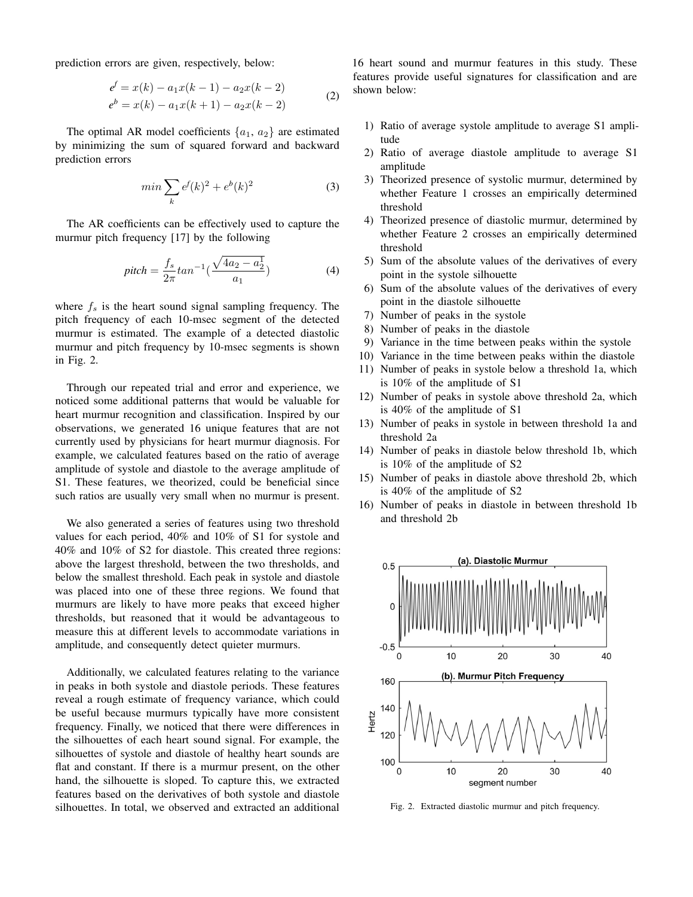prediction errors are given, respectively, below:

$$
\begin{aligned}
e^f &= x(k) - a_1 x(k-1) - a_2 x(k-2) \\
e^b &= x(k) - a_1 x(k+1) - a_2 x(k-2)
\end{aligned}
\tag{2}
$$

The optimal AR model coefficients $\{a_1, a_2\}$ are estimated by minimizing the sum of squared forward and backward prediction errors

$$
min \sum_k e^f(k)^2 + e^b(k)^2 \tag{3}
$$

The AR coefficients can be effectively used to capture the murmur pitch frequency [17] by the following

$$
pitch = \frac{f_s}{2\pi} tan^{-1}\left(\frac{\sqrt{4a_2 - a_2^1}}{a_1}\right) \tag{4}
$$

where $f_s$ is the heart sound signal sampling frequency. The pitch frequency of each 10-msec segment of the detected murmur is estimated. The example of a detected diastolic murmur and pitch frequency by 10-msec segments is shown in Fig. 2.

Through our repeated trial and error and experience, we noticed some additional patterns that would be valuable for heart murmur recognition and classification. Inspired by our observations, we generated 16 unique features that are not currently used by physicians for heart murmur diagnosis. For example, we calculated features based on the ratio of average amplitude of systole and diastole to the average amplitude of S1. These features, we theorized, could be beneficial since such ratios are usually very small when no murmur is present.

We also generated a series of features using two threshold values for each period, 40% and 10% of S1 for systole and 40% and 10% of S2 for diastole. This created three regions: above the largest threshold, between the two thresholds, and below the smallest threshold. Each peak in systole and diastole was placed into one of these three regions. We found that murmurs are likely to have more peaks that exceed higher thresholds, but reasoned that it would be advantageous to measure this at different levels to accommodate variations in amplitude, and consequently detect quieter murmurs.

Additionally, we calculated features relating to the variance in peaks in both systole and diastole periods. These features reveal a rough estimate of frequency variance, which could be useful because murmurs typically have more consistent frequency. Finally, we noticed that there were differences in the silhouettes of each heart sound signal. For example, the silhouettes of systole and diastole of healthy heart sounds are flat and constant. If there is a murmur present, on the other hand, the silhouette is sloped. To capture this, we extracted features based on the derivatives of both systole and diastole silhouettes. In total, we observed and extracted an additional 16 heart sound and murmur features in this study. These features provide useful signatures for classification and are shown below:

1) Ratio of average systole amplitude to average S1 amplitude
2) Ratio of average diastole amplitude to average S1 amplitude
3) Theorized presence of systolic murmur, determined by whether Feature 1 crosses an empirically determined threshold
4) Theorized presence of diastolic murmur, determined by whether Feature 2 crosses an empirically determined threshold
5) Sum of the absolute values of the derivatives of every point in the systole silhouette
6) Sum of the absolute values of the derivatives of every point in the diastole silhouette
7) Number of peaks in the systole
8) Number of peaks in the diastole
9) Variance in the time between peaks within the systole
10) Variance in the time between peaks within the diastole
11) Number of peaks in systole below a threshold 1a, which is 10% of the amplitude of S1
12) Number of peaks in systole above threshold 2a, which is 40% of the amplitude of S1
13) Number of peaks in systole in between threshold 1a and threshold 2a
14) Number of peaks in diastole below threshold 1b, which is 10% of the amplitude of S2
15) Number of peaks in diastole above threshold 2b, which is 40% of the amplitude of S2
16) Number of peaks in diastole in between threshold 1b and threshold 2b

Fig. 2. Extracted diastolic murmur and pitch frequency.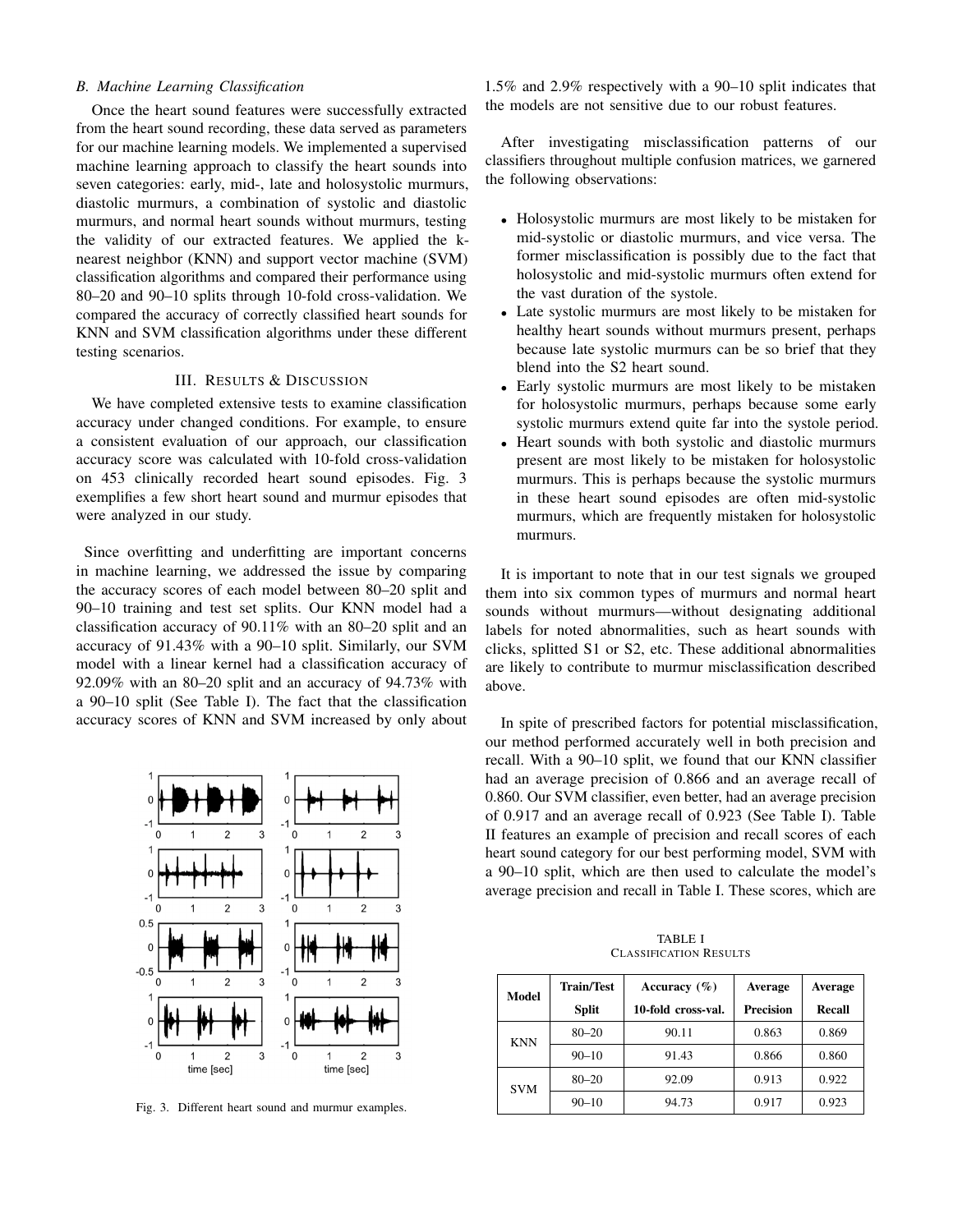### B. Machine Learning Classification

Once the heart sound features were successfully extracted from the heart sound recording, these data served as parameters for our machine learning models. We implemented a supervised machine learning approach to classify the heart sounds into seven categories: early, mid-, late and holosystolic murmurs, diastolic murmurs, a combination of systolic and diastolic murmurs, and normal heart sounds without murmurs, testing the validity of our extracted features. We applied the k-nearest neighbor (KNN) and support vector machine (SVM) classification algorithms and compared their performance using 80–20 and 90–10 splits through 10-fold cross-validation. We compared the accuracy of correctly classified heart sounds for KNN and SVM classification algorithms under these different testing scenarios.

## III. Results & Discussion

We have completed extensive tests to examine classification accuracy under changed conditions. For example, to ensure a consistent evaluation of our approach, our classification accuracy score was calculated with 10-fold cross-validation on 453 clinically recorded heart sound episodes. Fig. 3 exemplifies a few short heart sound and murmur episodes that were analyzed in our study.

Since overfitting and underfitting are important concerns in machine learning, we addressed the issue by comparing the accuracy scores of each model between 80–20 split and 90–10 training and test set splits. Our KNN model had a classification accuracy of 90.11% with an 80–20 split and an accuracy of 91.43% with a 90–10 split. Similarly, our SVM model with a linear kernel had a classification accuracy of 92.09% with an 80–20 split and an accuracy of 94.73% with a 90–10 split (See Table I). The fact that the classification accuracy scores of KNN and SVM increased by only about 1.5% and 2.9% respectively with a 90–10 split indicates that the models are not sensitive due to our robust features.

Fig. 3. Different heart sound and murmur examples.

After investigating misclassification patterns of our classifiers throughout multiple confusion matrices, we garnered the following observations:

- Holosystolic murmurs are most likely to be mistaken for mid-systolic or diastolic murmurs, and vice versa. The former misclassification is possibly due to the fact that holosystolic and mid-systolic murmurs often extend for the vast duration of the systole.
- Late systolic murmurs are most likely to be mistaken for healthy heart sounds without murmurs present, perhaps because late systolic murmurs can be so brief that they blend into the S2 heart sound.
- Early systolic murmurs are most likely to be mistaken for holosystolic murmurs, perhaps because some early systolic murmurs extend quite far into the systole period.
- Heart sounds with both systolic and diastolic murmurs present are most likely to be mistaken for holosystolic murmurs. This is perhaps because the systolic murmurs in these heart sound episodes are often mid-systolic murmurs, which are frequently mistaken for holosystolic murmurs.

It is important to note that in our test signals we grouped them into six common types of murmurs and normal heart sounds without murmurs—without designating additional labels for noted abnormalities, such as heart sounds with clicks, splitted S1 or S2, etc. These additional abnormalities are likely to contribute to murmur misclassification described above.

In spite of prescribed factors for potential misclassification, our method performed accurately well in both precision and recall. With a 90–10 split, we found that our KNN classifier had an average precision of 0.866 and an average recall of 0.860. Our SVM classifier, even better, had an average precision of 0.917 and an average recall of 0.923 (See Table I). Table II features an example of precision and recall scores of each heart sound category for our best performing model, SVM with a 90–10 split, which are then used to calculate the model's average precision and recall in Table I. These scores, which are

TABLE I
Classification Results

| Model | Train/Test Split | Accuracy (%) 10-fold cross-val. | Average Precision | Average Recall |
|---|---|---|---|---|
| KNN | 80–20 | 90.11 | 0.863 | 0.869 |
| | 90–10 | 91.43 | 0.866 | 0.860 |
| SVM | 80–20 | 92.09 | 0.913 | 0.922 |
| | 90–10 | 94.73 | 0.917 | 0.923 |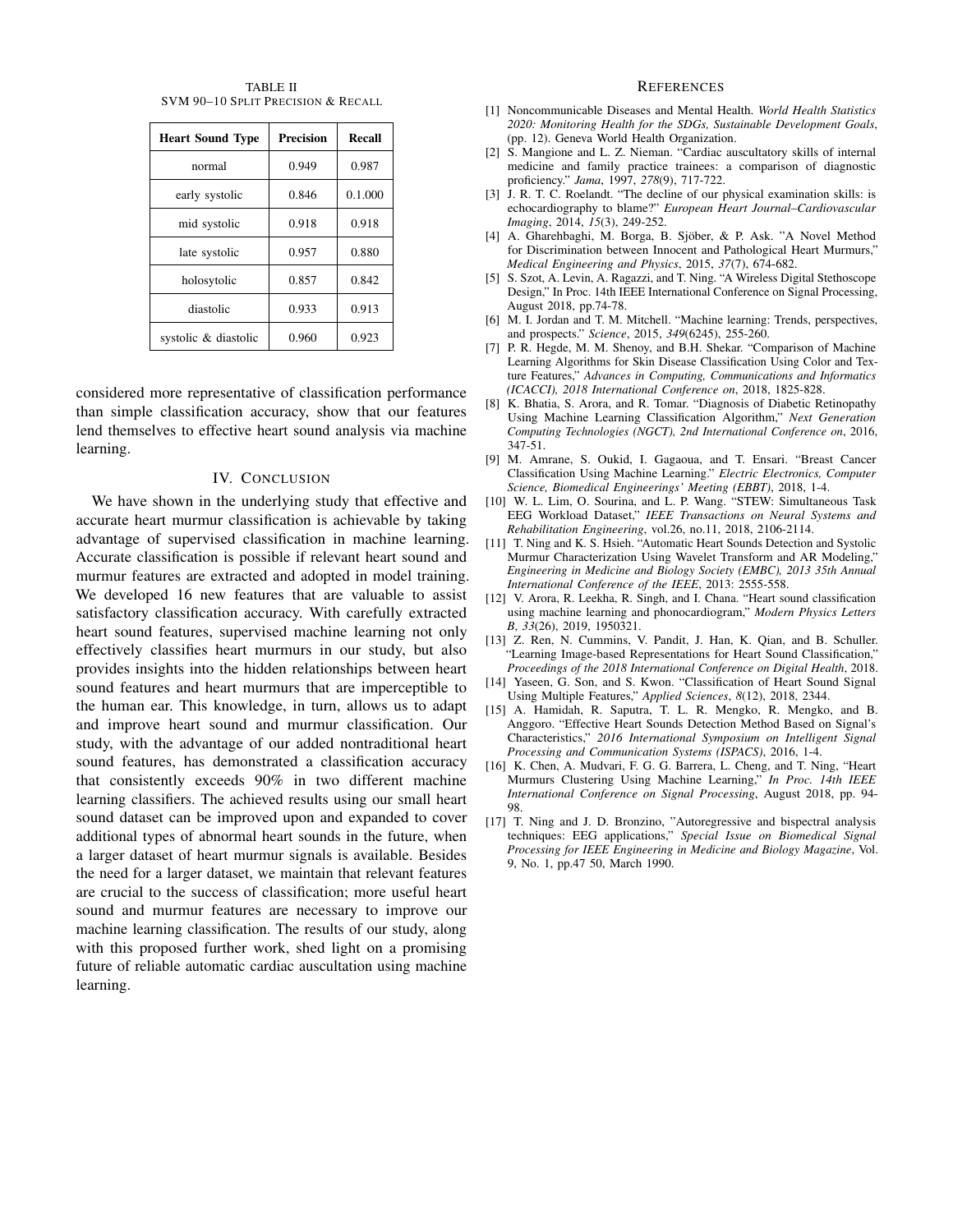TABLE II
SVM 90–10 SPLIT PRECISION & RECALL

| Heart Sound Type | Precision | Recall |
|---|---|---|
| normal | 0.949 | 0.987 |
| early systolic | 0.846 | 0.1.000 |
| mid systolic | 0.918 | 0.918 |
| late systolic | 0.957 | 0.880 |
| holosytolic | 0.857 | 0.842 |
| diastolic | 0.933 | 0.913 |
| systolic & diastolic | 0.960 | 0.923 |

considered more representative of classification performance than simple classification accuracy, show that our features lend themselves to effective heart sound analysis via machine learning.

## IV. CONCLUSION

We have shown in the underlying study that effective and accurate heart murmur classification is achievable by taking advantage of supervised classification in machine learning. Accurate classification is possible if relevant heart sound and murmur features are extracted and adopted in model training. We developed 16 new features that are valuable to assist satisfactory classification accuracy. With carefully extracted heart sound features, supervised machine learning not only effectively classifies heart murmurs in our study, but also provides insights into the hidden relationships between heart sound features and heart murmurs that are imperceptible to the human ear. This knowledge, in turn, allows us to adapt and improve heart sound and murmur classification. Our study, with the advantage of our added nontraditional heart sound features, has demonstrated a classification accuracy that consistently exceeds 90% in two different machine learning classifiers. The achieved results using our small heart sound dataset can be improved upon and expanded to cover additional types of abnormal heart sounds in the future, when a larger dataset of heart murmur signals is available. Besides the need for a larger dataset, we maintain that relevant features are crucial to the success of classification; more useful heart sound and murmur features are necessary to improve our machine learning classification. The results of our study, along with this proposed further work, shed light on a promising future of reliable automatic cardiac auscultation using machine learning.

## REFERENCES

[1] Noncommunicable Diseases and Mental Health. *World Health Statistics 2020: Monitoring Health for the SDGs, Sustainable Development Goals*, (pp. 12). Geneva World Health Organization.

[2] S. Mangione and L. Z. Nieman. "Cardiac auscultatory skills of internal medicine and family practice trainees: a comparison of diagnostic proficiency." *Jama*, 1997, *278*(9), 717-722.

[3] J. R. T. C. Roelandt. "The decline of our physical examination skills: is echocardiography to blame?" *European Heart Journal–Cardiovascular Imaging*, 2014, *15*(3), 249-252.

[4] A. Gharehbaghi, M. Borga, B. Sjöber, & P. Ask. "A Novel Method for Discrimination between Innocent and Pathological Heart Murmurs," *Medical Engineering and Physics*, 2015, *37*(7), 674-682.

[5] S. Szot, A. Levin, A. Ragazzi, and T. Ning. "A Wireless Digital Stethoscope Design," In Proc. 14th IEEE International Conference on Signal Processing, August 2018, pp.74-78.

[6] M. I. Jordan and T. M. Mitchell. "Machine learning: Trends, perspectives, and prospects." *Science*, 2015, *349*(6245), 255-260.

[7] P. R. Hegde, M. M. Shenoy, and B.H. Shekar. "Comparison of Machine Learning Algorithms for Skin Disease Classification Using Color and Texture Features," *Advances in Computing, Communications and Informatics (ICACCI), 2018 International Conference on*, 2018, 1825-828.

[8] K. Bhatia, S. Arora, and R. Tomar. "Diagnosis of Diabetic Retinopathy Using Machine Learning Classification Algorithm," *Next Generation Computing Technologies (NGCT), 2nd International Conference on*, 2016, 347-51.

[9] M. Amrane, S. Oukid, I. Gagaoua, and T. Ensari. "Breast Cancer Classification Using Machine Learning." *Electric Electronics, Computer Science, Biomedical Engineerings' Meeting (EBBT)*, 2018, 1-4.

[10] W. L. Lim, O. Sourina, and L. P. Wang. "STEW: Simultaneous Task EEG Workload Dataset," *IEEE Transactions on Neural Systems and Rehabilitation Engineering*, vol.26, no.11, 2018, 2106-2114.

[11] T. Ning and K. S. Hsieh. "Automatic Heart Sounds Detection and Systolic Murmur Characterization Using Wavelet Transform and AR Modeling," *Engineering in Medicine and Biology Society (EMBC), 2013 35th Annual International Conference of the IEEE*, 2013: 2555-558.

[12] V. Arora, R. Leekha, R. Singh, and I. Chana. "Heart sound classification using machine learning and phonocardiogram," *Modern Physics Letters B*, *33*(26), 2019, 1950321.

[13] Z. Ren, N. Cummins, V. Pandit, J. Han, K. Qian, and B. Schuller. "Learning Image-based Representations for Heart Sound Classification," *Proceedings of the 2018 International Conference on Digital Health*, 2018.

[14] Yaseen, G. Son, and S. Kwon. "Classification of Heart Sound Signal Using Multiple Features," *Applied Sciences*, *8*(12), 2018, 2344.

[15] A. Hamidah, R. Saputra, T. L. R. Mengko, R. Mengko, and B. Anggoro. "Effective Heart Sounds Detection Method Based on Signal's Characteristics," *2016 International Symposium on Intelligent Signal Processing and Communication Systems (ISPACS)*, 2016, 1-4.

[16] K. Chen, A. Mudvari, F. G. G. Barrera, L. Cheng, and T. Ning, "Heart Murmurs Clustering Using Machine Learning," *In Proc. 14th IEEE International Conference on Signal Processing*, August 2018, pp. 94-98.

[17] T. Ning and J. D. Bronzino, "Autoregressive and bispectral analysis techniques: EEG applications," *Special Issue on Biomedical Signal Processing for IEEE Engineering in Medicine and Biology Magazine*, Vol. 9, No. 1, pp.47 50, March 1990.